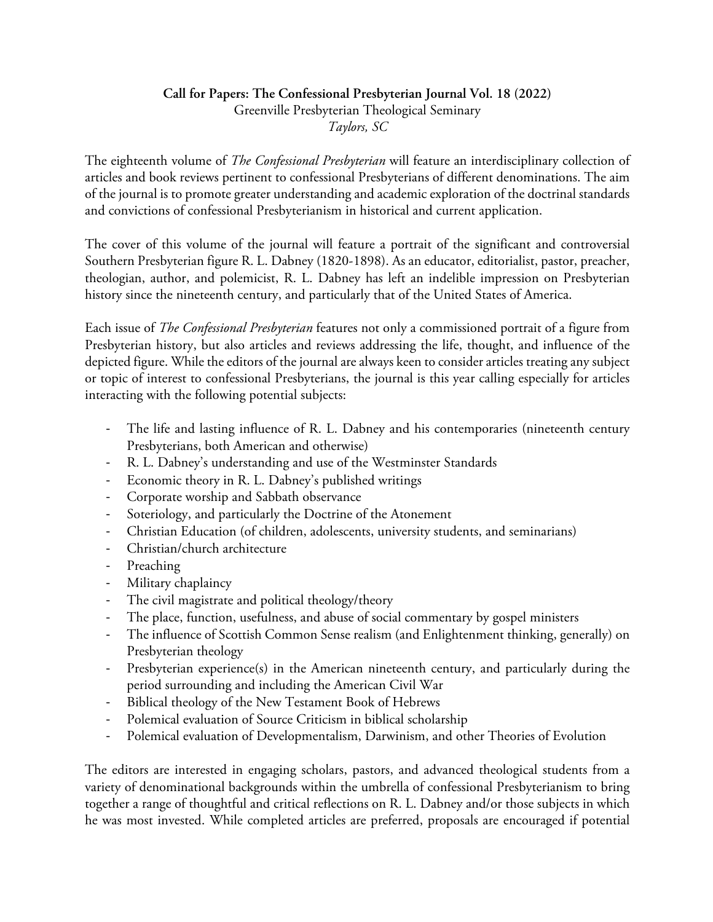**Call for Papers: The Confessional Presbyterian Journal Vol. 18 (2022)**
Greenville Presbyterian Theological Seminary
*Taylors, SC*

The eighteenth volume of *The Confessional Presbyterian* will feature an interdisciplinary collection of articles and book reviews pertinent to confessional Presbyterians of different denominations. The aim of the journal is to promote greater understanding and academic exploration of the doctrinal standards and convictions of confessional Presbyterianism in historical and current application.

The cover of this volume of the journal will feature a portrait of the significant and controversial Southern Presbyterian figure R. L. Dabney (1820-1898). As an educator, editorialist, pastor, preacher, theologian, author, and polemicist, R. L. Dabney has left an indelible impression on Presbyterian history since the nineteenth century, and particularly that of the United States of America.

Each issue of *The Confessional Presbyterian* features not only a commissioned portrait of a figure from Presbyterian history, but also articles and reviews addressing the life, thought, and influence of the depicted figure. While the editors of the journal are always keen to consider articles treating any subject or topic of interest to confessional Presbyterians, the journal is this year calling especially for articles interacting with the following potential subjects:

- The life and lasting influence of R. L. Dabney and his contemporaries (nineteenth century Presbyterians, both American and otherwise)
- R. L. Dabney's understanding and use of the Westminster Standards
- Economic theory in R. L. Dabney's published writings
- Corporate worship and Sabbath observance
- Soteriology, and particularly the Doctrine of the Atonement
- Christian Education (of children, adolescents, university students, and seminarians)
- Christian/church architecture
- Preaching
- Military chaplaincy
- The civil magistrate and political theology/theory
- The place, function, usefulness, and abuse of social commentary by gospel ministers
- The influence of Scottish Common Sense realism (and Enlightenment thinking, generally) on Presbyterian theology
- Presbyterian experience(s) in the American nineteenth century, and particularly during the period surrounding and including the American Civil War
- Biblical theology of the New Testament Book of Hebrews
- Polemical evaluation of Source Criticism in biblical scholarship
- Polemical evaluation of Developmentalism, Darwinism, and other Theories of Evolution

The editors are interested in engaging scholars, pastors, and advanced theological students from a variety of denominational backgrounds within the umbrella of confessional Presbyterianism to bring together a range of thoughtful and critical reflections on R. L. Dabney and/or those subjects in which he was most invested. While completed articles are preferred, proposals are encouraged if potential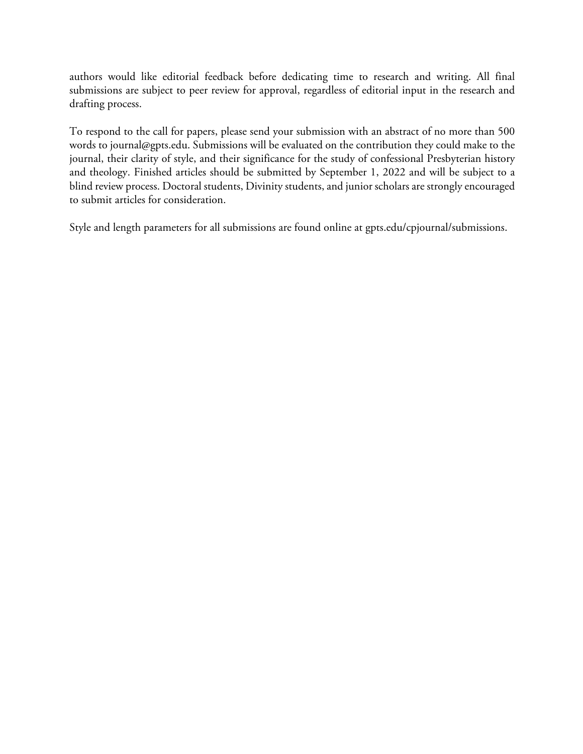authors would like editorial feedback before dedicating time to research and writing. All final submissions are subject to peer review for approval, regardless of editorial input in the research and drafting process.

To respond to the call for papers, please send your submission with an abstract of no more than 500 words to journal@gpts.edu. Submissions will be evaluated on the contribution they could make to the journal, their clarity of style, and their significance for the study of confessional Presbyterian history and theology. Finished articles should be submitted by September 1, 2022 and will be subject to a blind review process. Doctoral students, Divinity students, and junior scholars are strongly encouraged to submit articles for consideration.

Style and length parameters for all submissions are found online at gpts.edu/cpjournal/submissions.